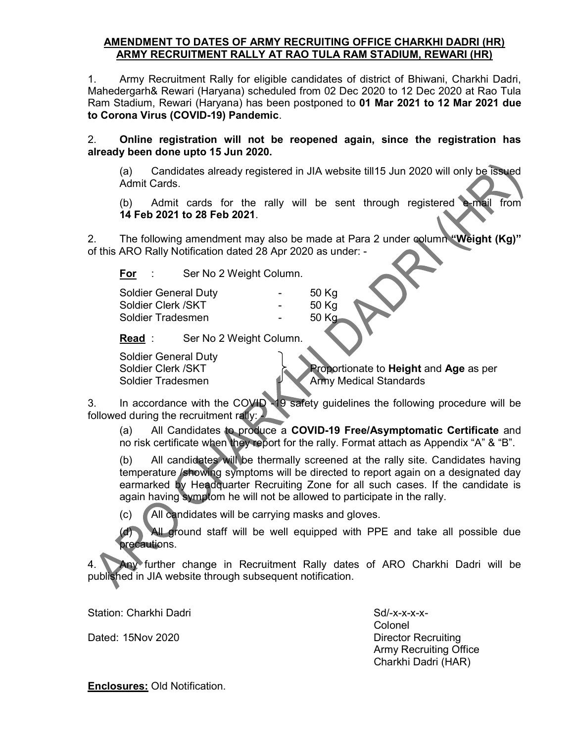**AMENDMENT TO DATES OF ARMY RECRUITING OFFICE CHARKHI DADRI (HR) ARMY RECRUITMENT RALLY AT RAO TULA RAM STADIUM, REWARI (HR)**

1. Army Recruitment Rally for eligible candidates of district of Bhiwani, Charkhi Dadri, Mahedergarh& Rewari (Haryana) scheduled from 02 Dec 2020 to 12 Dec 2020 at Rao Tula Ram Stadium, Rewari (Haryana) has been postponed to **01 Mar 2021 to 12 Mar 2021 due to Corona Virus (COVID-19) Pandemic**.

2. **Online registration will not be reopened again, since the registration has already been done upto 15 Jun 2020.**

   (a) Candidates already registered in JIA website till15 Jun 2020 will only be issued Admit Cards.

   (b) Admit cards for the rally will be sent through registered e-mail from **14 Feb 2021 to 28 Feb 2021**.

2. The following amendment may also be made at Para 2 under column **"Weight (Kg)"** of this ARO Rally Notification dated 28 Apr 2020 as under: -

   **For** : Ser No 2 Weight Column.

   | | | |
   |---|---|---|
   | Soldier General Duty | - | 50 Kg |
   | Soldier Clerk /SKT | - | 50 Kg |
   | Soldier Tradesmen | - | 50 Kg |

   **Read** : Ser No 2 Weight Column.

   | | |
   |---|---|
   | Soldier General Duty<br>Soldier Clerk /SKT<br>Soldier Tradesmen | Proportionate to **Height** and **Age** as per Army Medical Standards |

3. In accordance with the COVID -19 safety guidelines the following procedure will be followed during the recruitment rally: -

   (a) All Candidates to produce a **COVID-19 Free/Asymptomatic Certificate** and no risk certificate when they report for the rally. Format attach as Appendix "A" & "B".

   (b) All candidates will be thermally screened at the rally site. Candidates having temperature /showing symptoms will be directed to report again on a designated day earmarked by Headquarter Recruiting Zone for all such cases. If the candidate is again having symptom he will not be allowed to participate in the rally.

   (c) All candidates will be carrying masks and gloves.

   (d) All ground staff will be well equipped with PPE and take all possible due precautions.

4. Any further change in Recruitment Rally dates of ARO Charkhi Dadri will be published in JIA website through subsequent notification.

Station: Charkhi Dadri

Dated: 15Nov 2020

Sd/-x-x-x-x-
Colonel
Director Recruiting
Army Recruiting Office
Charkhi Dadri (HAR)

**Enclosures:** Old Notification.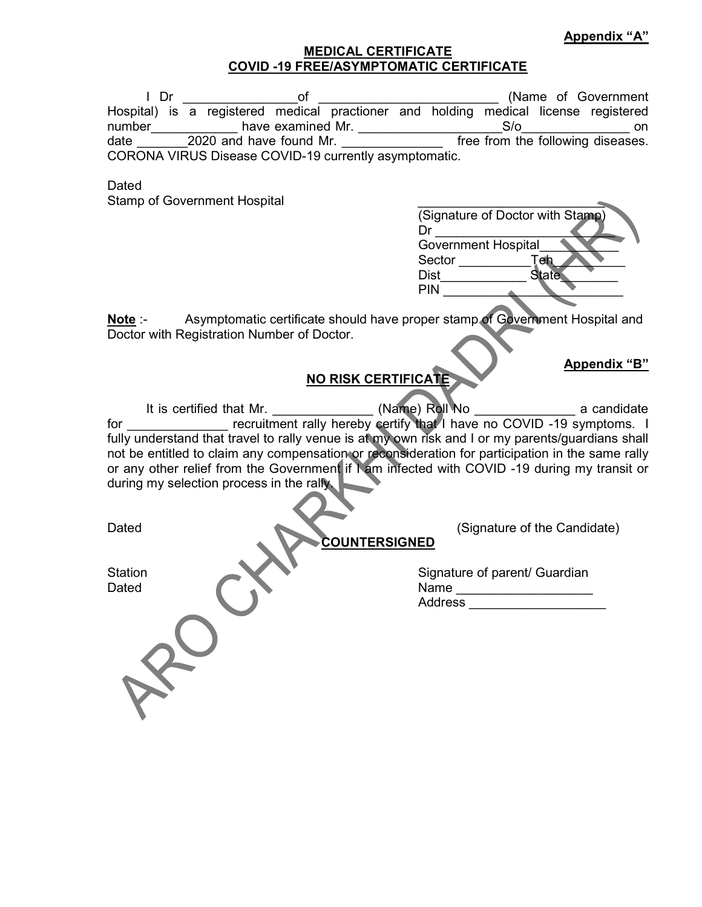**Appendix “A”**

**MEDICAL CERTIFICATE**
**COVID -19 FREE/ASYMPTOMATIC CERTIFICATE**

I Dr ________________of _________________________ (Name of Government Hospital) is a registered medical practioner and holding medical license registered number____________ have examined Mr. ____________________S/o_______________ on date _______2020 and have found Mr. ______________ free from the following diseases. CORONA VIRUS Disease COVID-19 currently asymptomatic.

Dated

Stamp of Government Hospital

_________________________
(Signature of Doctor with Stamp)
Dr _________________________
Government Hospital__________
Sector __________Teh__________
Dist____________ State________
PIN _________________________

**Note** :- Asymptomatic certificate should have proper stamp of Government Hospital and Doctor with Registration Number of Doctor.

**Appendix “B”**

**NO RISK CERTIFICATE**

It is certified that Mr. ______________ (Name) Roll No ______________ a candidate for ______________ recruitment rally hereby certify that I have no COVID -19 symptoms. I fully understand that travel to rally venue is at my own risk and I or my parents/guardians shall not be entitled to claim any compensation or reconsideration for participation in the same rally or any other relief from the Government if I am infected with COVID -19 during my transit or during my selection process in the rally.

Dated (Signature of the Candidate)

**COUNTERSIGNED**

Station
Dated

Signature of parent/ Guardian
Name ___________________
Address ___________________

ARO CHARKHI DADRI (HR)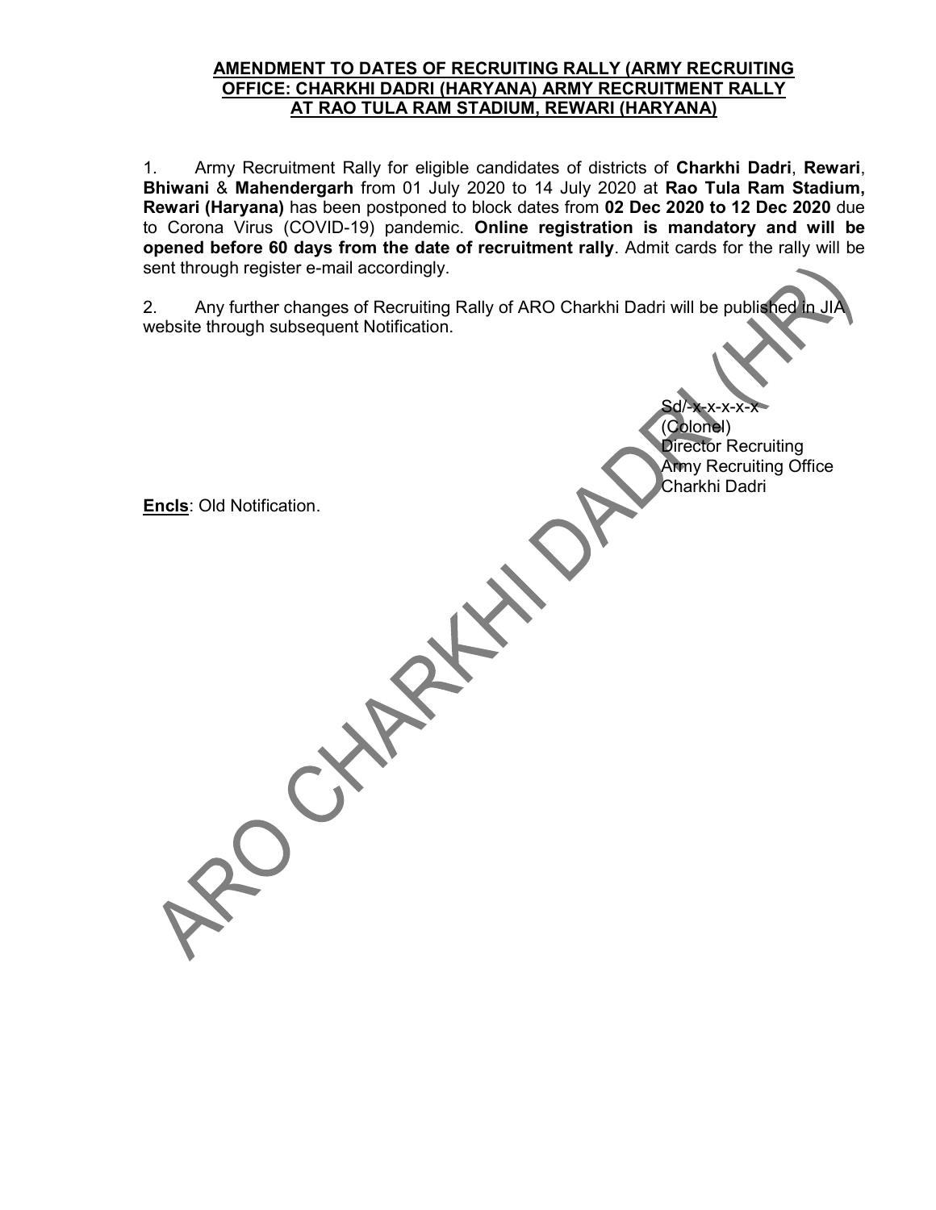**AMENDMENT TO DATES OF RECRUITING RALLY (ARMY RECRUITING OFFICE: CHARKHI DADRI (HARYANA) ARMY RECRUITMENT RALLY AT RAO TULA RAM STADIUM, REWARI (HARYANA)**

1. Army Recruitment Rally for eligible candidates of districts of **Charkhi Dadri**, **Rewari**, **Bhiwani** & **Mahendergarh** from 01 July 2020 to 14 July 2020 at **Rao Tula Ram Stadium, Rewari (Haryana)** has been postponed to block dates from **02 Dec 2020 to 12 Dec 2020** due to Corona Virus (COVID-19) pandemic. **Online registration is mandatory and will be opened before 60 days from the date of recruitment rally**. Admit cards for the rally will be sent through register e-mail accordingly.

2. Any further changes of Recruiting Rally of ARO Charkhi Dadri will be published in JIA website through subsequent Notification.

Sd/-x-x-x-x-x
(Colonel)
Director Recruiting
Army Recruiting Office
Charkhi Dadri

**Encls**: Old Notification.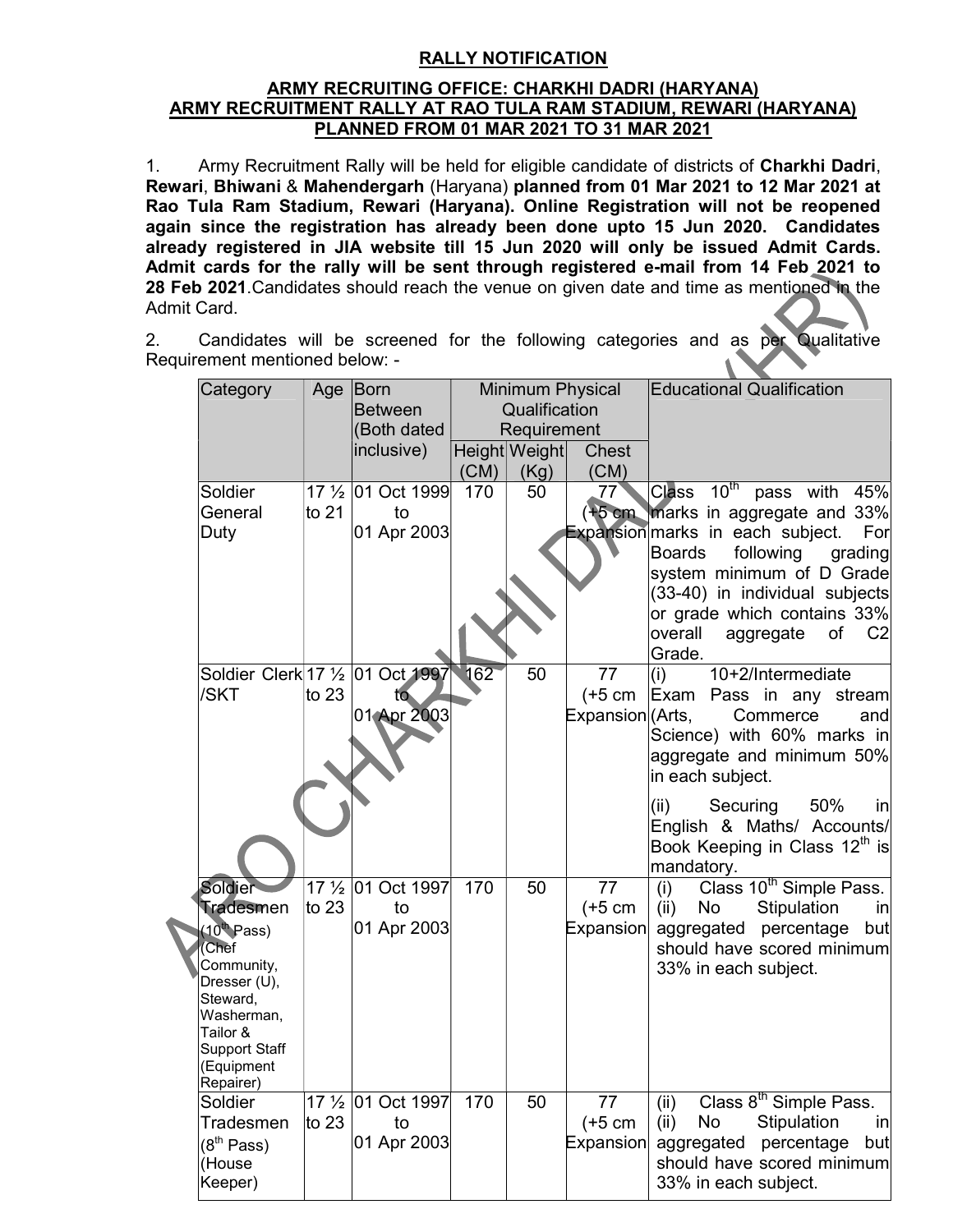**RALLY NOTIFICATION**

**ARMY RECRUITING OFFICE: CHARKHI DADRI (HARYANA)**
**ARMY RECRUITMENT RALLY AT RAO TULA RAM STADIUM, REWARI (HARYANA)**
**PLANNED FROM 01 MAR 2021 TO 31 MAR 2021**

1. Army Recruitment Rally will be held for eligible candidate of districts of **Charkhi Dadri**, **Rewari**, **Bhiwani** & **Mahendergarh** (Haryana) **planned from 01 Mar 2021 to 12 Mar 2021 at Rao Tula Ram Stadium, Rewari (Haryana). Online Registration will not be reopened again since the registration has already been done upto 15 Jun 2020. Candidates already registered in JIA website till 15 Jun 2020 will only be issued Admit Cards. Admit cards for the rally will be sent through registered e-mail from 14 Feb 2021 to 28 Feb 2021**. Candidates should reach the venue on given date and time as mentioned in the Admit Card.

2. Candidates will be screened for the following categories and as per Qualitative Requirement mentioned below: -

| Category | Age | Born Between (Both dated inclusive) | Minimum Physical Qualification Requirement | | | Educational Qualification |
|---|---|---|---|---|---|---|
| | | | Height (CM) | Weight (Kg) | Chest (CM) | |
| Soldier General Duty | 17 ½ to 21 | 01 Oct 1999 to 01 Apr 2003 | 170 | 50 | 77 (+5 cm Expansion | Class 10th pass with 45% marks in aggregate and 33% marks in each subject. For Boards following grading system minimum of D Grade (33-40) in individual subjects or grade which contains 33% overall aggregate of C2 Grade. |
| Soldier Clerk /SKT | 17 ½ to 23 | 01 Oct 1997 to 01 Apr 2003 | 162 | 50 | 77 (+5 cm Expansion | (i) 10+2/Intermediate Exam Pass in any stream (Arts, Commerce and Science) with 60% marks in aggregate and minimum 50% in each subject. (ii) Securing 50% in English & Maths/ Accounts/ Book Keeping in Class 12th is mandatory. |
| Soldier Tradesmen (10th Pass) (Chef Community, Dresser (U), Steward, Washerman, Tailor & Support Staff (Equipment Repairer) | 17 ½ to 23 | 01 Oct 1997 to 01 Apr 2003 | 170 | 50 | 77 (+5 cm Expansion | (i) Class 10th Simple Pass. (ii) No Stipulation in aggregated percentage but should have scored minimum 33% in each subject. |
| Soldier Tradesmen (8th Pass) (House Keeper) | 17 ½ to 23 | 01 Oct 1997 to 01 Apr 2003 | 170 | 50 | 77 (+5 cm Expansion | (ii) Class 8th Simple Pass. (ii) No Stipulation in aggregated percentage but should have scored minimum 33% in each subject. |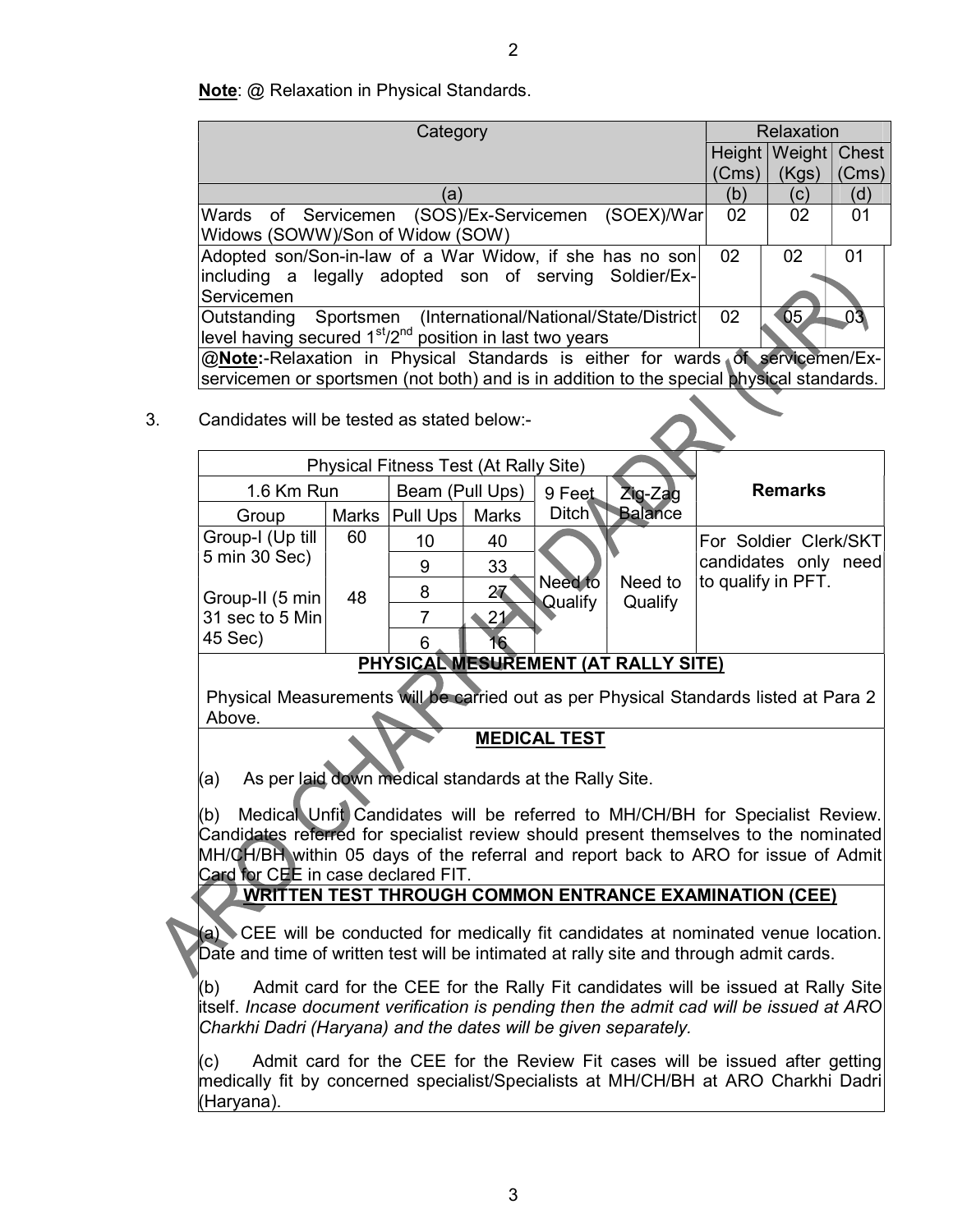**Note**: @ Relaxation in Physical Standards.

| Category | Relaxation | | |
|---|---|---|---|
| | Height (Cms) | Weight (Kgs) | Chest (Cms) |
| (a) | (b) | (c) | (d) |
| Wards of Servicemen (SOS)/Ex-Servicemen (SOEX)/War Widows (SOWW)/Son of Widow (SOW) | 02 | 02 | 01 |
| Adopted son/Son-in-law of a War Widow, if she has no son including a legally adopted son of serving Soldier/Ex-Servicemen | 02 | 02 | 01 |
| Outstanding Sportsmen (International/National/State/District level having secured 1st/2nd position in last two years | 02 | 05 | 03 |
| @**Note**:-Relaxation in Physical Standards is either for wards of servicemen/Ex-servicemen or sportsmen (not both) and is in addition to the special physical standards. | | | |

3. Candidates will be tested as stated below:-

| Physical Fitness Test (At Rally Site) | | | | | | Remarks |
|---|---|---|---|---|---|---|
| 1.6 Km Run | | Beam (Pull Ups) | | 9 Feet Ditch | Zig-Zag Balance | |
| Group | Marks | Pull Ups | Marks | | | |
| Group-I (Up till 5 min 30 Sec) | 60 | 10 | 40 | Need to Qualify | Need to Qualify | For Soldier Clerk/SKT candidates only need to qualify in PFT. |
| | | 9 | 33 | | | |
| Group-II (5 min 31 sec to 5 Min 45 Sec) | 48 | 8 | 27 | | | |
| | | 7 | 21 | | | |
| | | 6 | 16 | | | |

**PHYSICAL MESUREMENT (AT RALLY SITE)**

Physical Measurements will be carried out as per Physical Standards listed at Para 2 Above.

**MEDICAL TEST**

(a) As per laid down medical standards at the Rally Site.

(b) Medical Unfit Candidates will be referred to MH/CH/BH for Specialist Review. Candidates referred for specialist review should present themselves to the nominated MH/CH/BH within 05 days of the referral and report back to ARO for issue of Admit Card for CEE in case declared FIT.

**WRITTEN TEST THROUGH COMMON ENTRANCE EXAMINATION (CEE)**

(a) CEE will be conducted for medically fit candidates at nominated venue location. Date and time of written test will be intimated at rally site and through admit cards.

(b) Admit card for the CEE for the Rally Fit candidates will be issued at Rally Site itself. *Incase document verification is pending then the admit cad will be issued at ARO Charkhi Dadri (Haryana) and the dates will be given separately.*

(c) Admit card for the CEE for the Review Fit cases will be issued after getting medically fit by concerned specialist/Specialists at MH/CH/BH at ARO Charkhi Dadri (Haryana).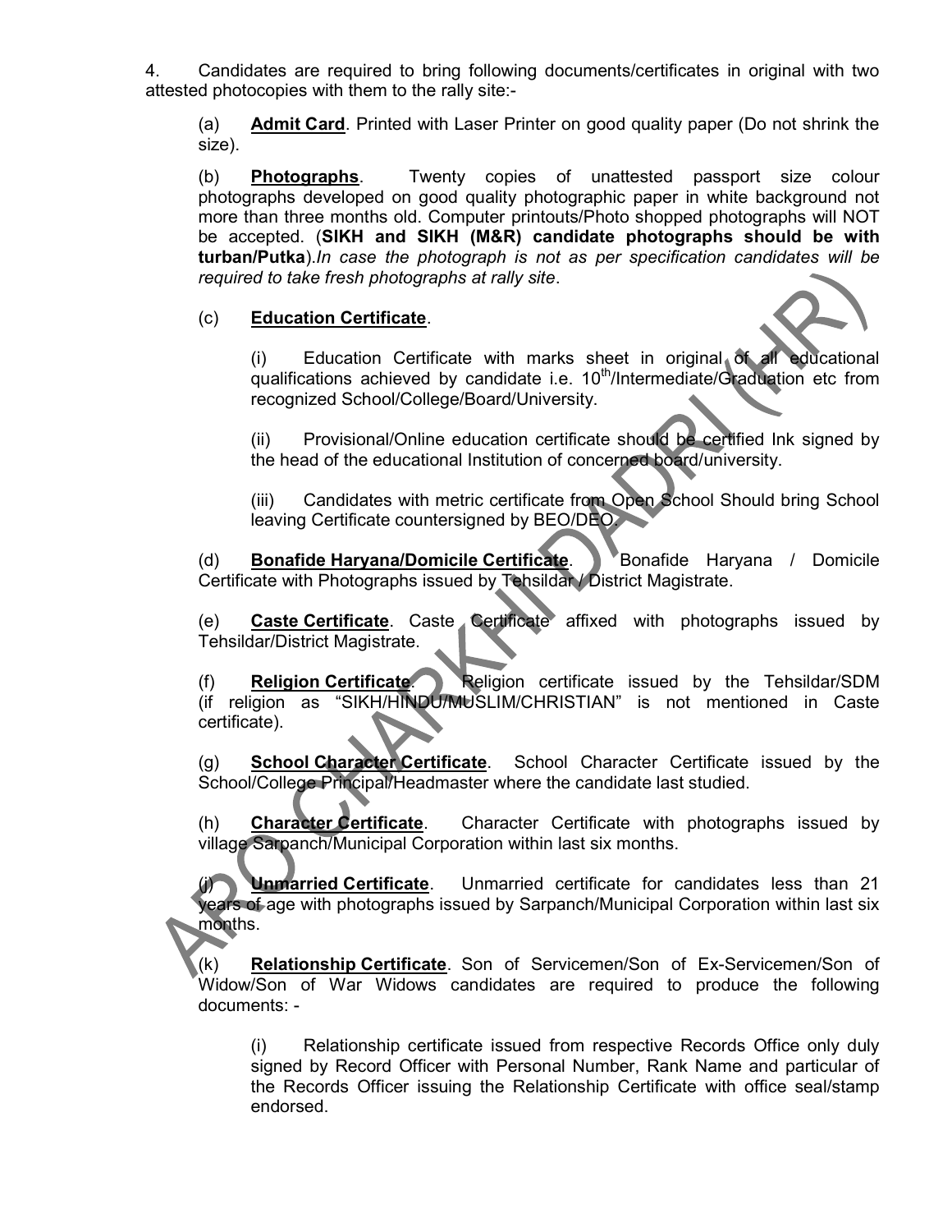4. Candidates are required to bring following documents/certificates in original with two attested photocopies with them to the rally site:-

(a) **Admit Card**. Printed with Laser Printer on good quality paper (Do not shrink the size).

(b) **Photographs**. Twenty copies of unattested passport size colour photographs developed on good quality photographic paper in white background not more than three months old. Computer printouts/Photo shopped photographs will NOT be accepted. (**SIKH and SIKH (M&R) candidate photographs should be with turban/Putka**).*In case the photograph is not as per specification candidates will be required to take fresh photographs at rally site*.

(c) **Education Certificate**.

(i) Education Certificate with marks sheet in original of all educational qualifications achieved by candidate i.e. 10th/Intermediate/Graduation etc from recognized School/College/Board/University.

(ii) Provisional/Online education certificate should be certified Ink signed by the head of the educational Institution of concerned board/university.

(iii) Candidates with metric certificate from Open School Should bring School leaving Certificate countersigned by BEO/DEO.

(d) **Bonafide Haryana/Domicile Certificate**. Bonafide Haryana / Domicile Certificate with Photographs issued by Tehsildar / District Magistrate.

(e) **Caste Certificate**. Caste Certificate affixed with photographs issued by Tehsildar/District Magistrate.

(f) **Religion Certificate**. Religion certificate issued by the Tehsildar/SDM (if religion as "SIKH/HINDU/MUSLIM/CHRISTIAN" is not mentioned in Caste certificate).

(g) **School Character Certificate**. School Character Certificate issued by the School/College Principal/Headmaster where the candidate last studied.

(h) **Character Certificate**. Character Certificate with photographs issued by village Sarpanch/Municipal Corporation within last six months.

(j) **Unmarried Certificate**. Unmarried certificate for candidates less than 21 years of age with photographs issued by Sarpanch/Municipal Corporation within last six months.

(k) **Relationship Certificate**. Son of Servicemen/Son of Ex-Servicemen/Son of Widow/Son of War Widows candidates are required to produce the following documents: -

(i) Relationship certificate issued from respective Records Office only duly signed by Record Officer with Personal Number, Rank Name and particular of the Records Officer issuing the Relationship Certificate with office seal/stamp endorsed.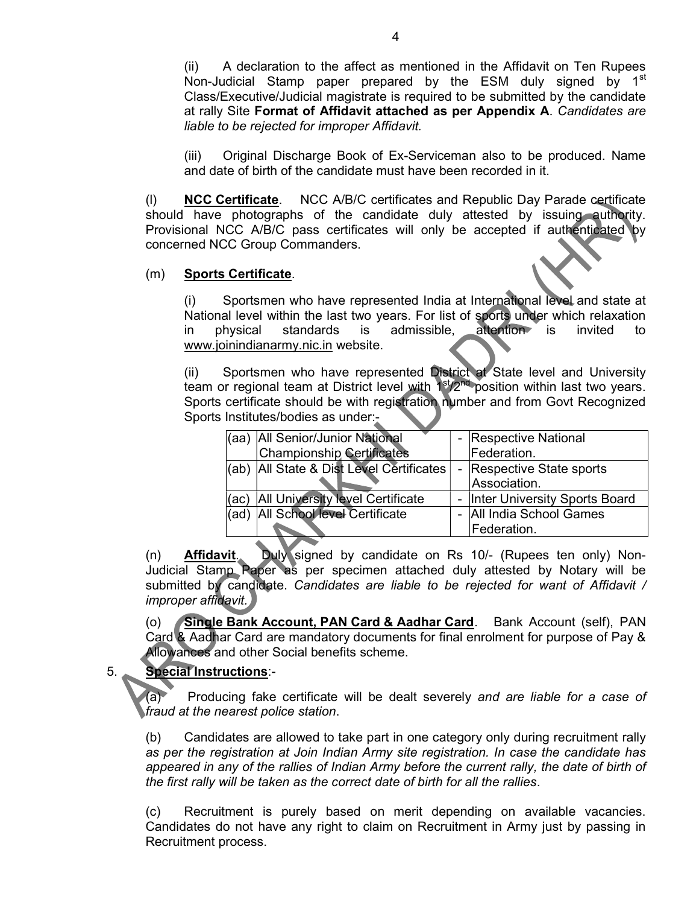(ii) A declaration to the affect as mentioned in the Affidavit on Ten Rupees Non-Judicial Stamp paper prepared by the ESM duly signed by 1st Class/Executive/Judicial magistrate is required to be submitted by the candidate at rally Site **Format of Affidavit attached as per Appendix A**. *Candidates are liable to be rejected for improper Affidavit.*

(iii) Original Discharge Book of Ex-Serviceman also to be produced. Name and date of birth of the candidate must have been recorded in it.

(l) **NCC Certificate**. NCC A/B/C certificates and Republic Day Parade certificate should have photographs of the candidate duly attested by issuing authority. Provisional NCC A/B/C pass certificates will only be accepted if authenticated by concerned NCC Group Commanders.

(m) **Sports Certificate**.

(i) Sportsmen who have represented India at International level and state at National level within the last two years. For list of sports under which relaxation in physical standards is admissible, attention is invited to www.joinindianarmy.nic.in website.

(ii) Sportsmen who have represented District at State level and University team or regional team at District level with 1st/2nd position within last two years. Sports certificate should be with registration number and from Govt Recognized Sports Institutes/bodies as under:-

| | | | |
|---|---|---|---|
| (aa) | All Senior/Junior National Championship Certificates | - | Respective National Federation. |
| (ab) | All State & Dist Level Certificates | - | Respective State sports Association. |
| (ac) | All University level Certificate | - | Inter University Sports Board |
| (ad) | All School level Certificate | - | All India School Games Federation. |

(n) **Affidavit**. Duly signed by candidate on Rs 10/- (Rupees ten only) Non-Judicial Stamp Paper as per specimen attached duly attested by Notary will be submitted by candidate. *Candidates are liable to be rejected for want of Affidavit / improper affidavit.*

(o) **Single Bank Account, PAN Card & Aadhar Card**. Bank Account (self), PAN Card & Aadhar Card are mandatory documents for final enrolment for purpose of Pay & Allowances and other Social benefits scheme.

5. **Special Instructions**:-

(a) Producing fake certificate will be dealt severely *and are liable for a case of fraud at the nearest police station*.

(b) Candidates are allowed to take part in one category only during recruitment rally *as per the registration at Join Indian Army site registration. In case the candidate has appeared in any of the rallies of Indian Army before the current rally, the date of birth of the first rally will be taken as the correct date of birth for all the rallies*.

(c) Recruitment is purely based on merit depending on available vacancies. Candidates do not have any right to claim on Recruitment in Army just by passing in Recruitment process.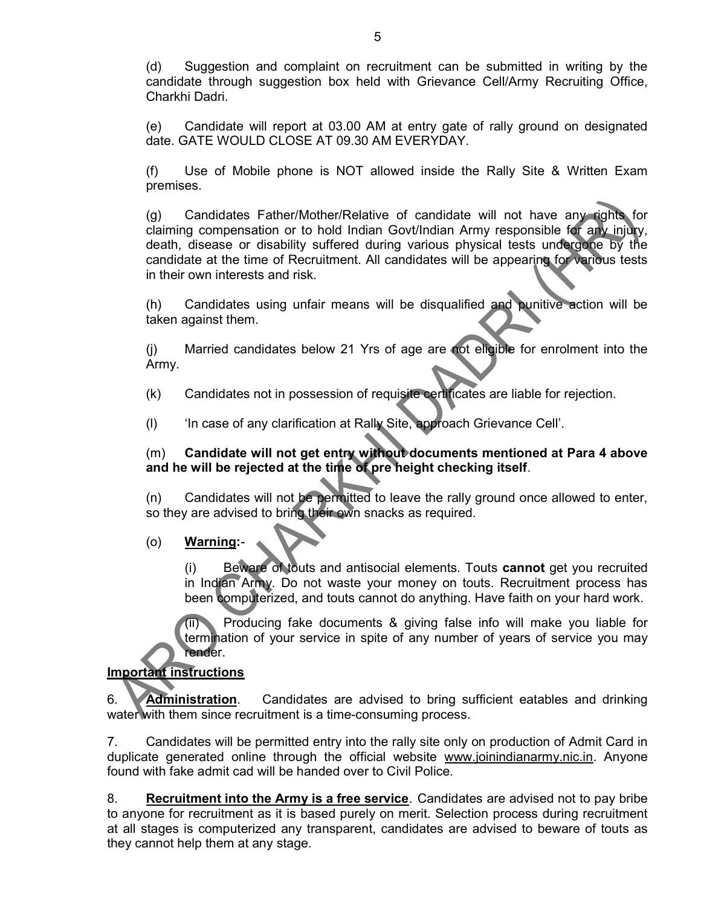(d) Suggestion and complaint on recruitment can be submitted in writing by the candidate through suggestion box held with Grievance Cell/Army Recruiting Office, Charkhi Dadri.

(e) Candidate will report at 03.00 AM at entry gate of rally ground on designated date. GATE WOULD CLOSE AT 09.30 AM EVERYDAY.

(f) Use of Mobile phone is NOT allowed inside the Rally Site & Written Exam premises.

(g) Candidates Father/Mother/Relative of candidate will not have any rights for claiming compensation or to hold Indian Govt/Indian Army responsible for any injury, death, disease or disability suffered during various physical tests undergone by the candidate at the time of Recruitment. All candidates will be appearing for various tests in their own interests and risk.

(h) Candidates using unfair means will be disqualified and punitive action will be taken against them.

(j) Married candidates below 21 Yrs of age are not eligible for enrolment into the Army.

(k) Candidates not in possession of requisite certificates are liable for rejection.

(l) 'In case of any clarification at Rally Site, approach Grievance Cell'.

(m) **Candidate will not get entry without documents mentioned at Para 4 above and he will be rejected at the time of pre height checking itself**.

(n) Candidates will not be permitted to leave the rally ground once allowed to enter, so they are advised to bring their own snacks as required.

(o) **Warning**:-

(i) Beware of touts and antisocial elements. Touts **cannot** get you recruited in Indian Army. Do not waste your money on touts. Recruitment process has been computerized, and touts cannot do anything. Have faith on your hard work.

(ii) Producing fake documents & giving false info will make you liable for termination of your service in spite of any number of years of service you may render.

**Important instructions**

6. **Administration**. Candidates are advised to bring sufficient eatables and drinking water with them since recruitment is a time-consuming process.

7. Candidates will be permitted entry into the rally site only on production of Admit Card in duplicate generated online through the official website www.joinindianarmy.nic.in. Anyone found with fake admit cad will be handed over to Civil Police.

8. **Recruitment into the Army is a free service**. Candidates are advised not to pay bribe to anyone for recruitment as it is based purely on merit. Selection process during recruitment at all stages is computerized any transparent, candidates are advised to beware of touts as they cannot help them at any stage.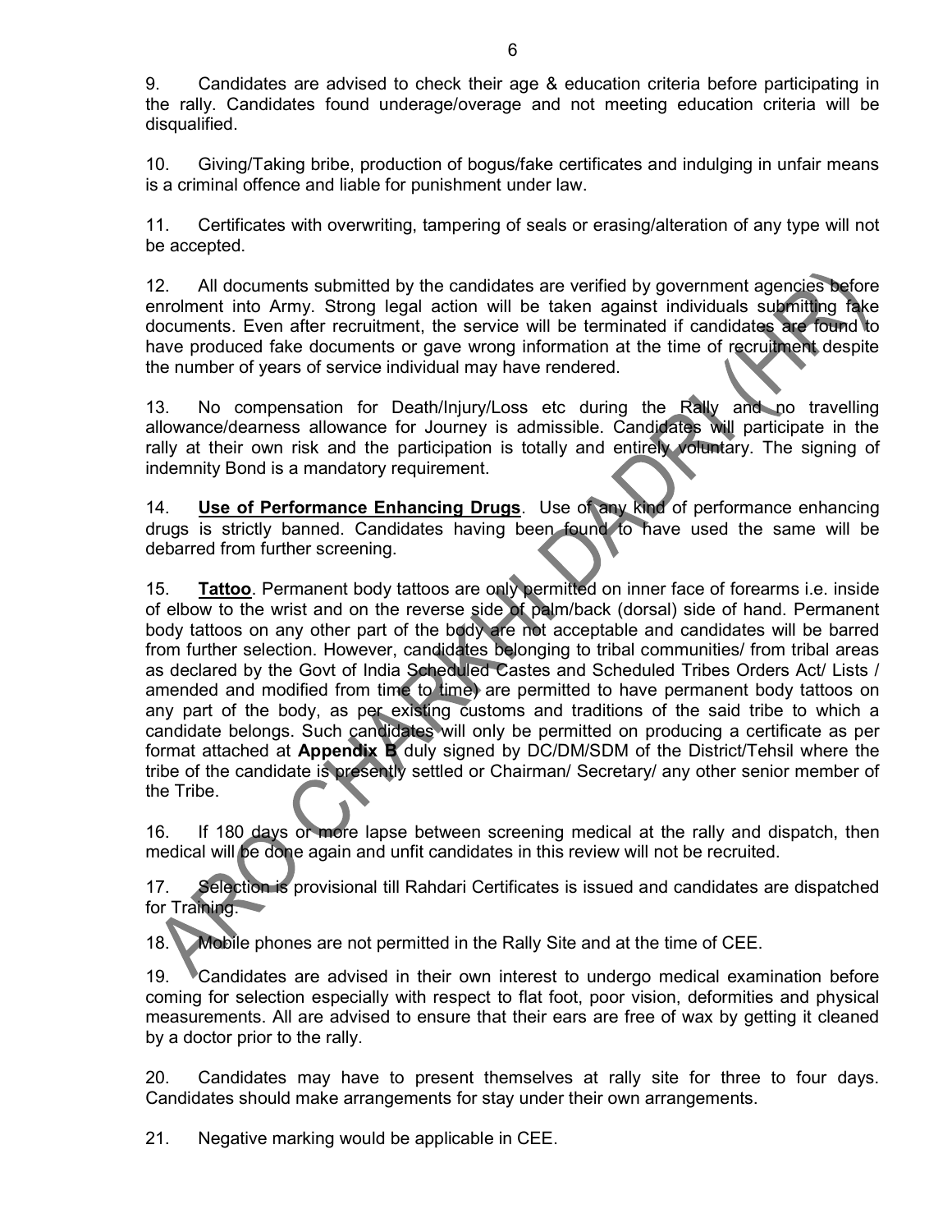9. Candidates are advised to check their age & education criteria before participating in the rally. Candidates found underage/overage and not meeting education criteria will be disqualified.

10. Giving/Taking bribe, production of bogus/fake certificates and indulging in unfair means is a criminal offence and liable for punishment under law.

11. Certificates with overwriting, tampering of seals or erasing/alteration of any type will not be accepted.

12. All documents submitted by the candidates are verified by government agencies before enrolment into Army. Strong legal action will be taken against individuals submitting fake documents. Even after recruitment, the service will be terminated if candidates are found to have produced fake documents or gave wrong information at the time of recruitment despite the number of years of service individual may have rendered.

13. No compensation for Death/Injury/Loss etc during the Rally and no travelling allowance/dearness allowance for Journey is admissible. Candidates will participate in the rally at their own risk and the participation is totally and entirely voluntary. The signing of indemnity Bond is a mandatory requirement.

14. **<u>Use of Performance Enhancing Drugs</u>**. Use of any kind of performance enhancing drugs is strictly banned. Candidates having been found to have used the same will be debarred from further screening.

15. **<u>Tattoo</u>**. Permanent body tattoos are only permitted on inner face of forearms i.e. inside of elbow to the wrist and on the reverse side of palm/back (dorsal) side of hand. Permanent body tattoos on any other part of the body are not acceptable and candidates will be barred from further selection. However, candidates belonging to tribal communities/ from tribal areas as declared by the Govt of India Scheduled Castes and Scheduled Tribes Orders Act/ Lists / amended and modified from time to time) are permitted to have permanent body tattoos on any part of the body, as per existing customs and traditions of the said tribe to which a candidate belongs. Such candidates will only be permitted on producing a certificate as per format attached at **Appendix B** duly signed by DC/DM/SDM of the District/Tehsil where the tribe of the candidate is presently settled or Chairman/ Secretary/ any other senior member of the Tribe.

16. If 180 days or more lapse between screening medical at the rally and dispatch, then medical will be done again and unfit candidates in this review will not be recruited.

17. Selection is provisional till Rahdari Certificates is issued and candidates are dispatched for Training.

18. Mobile phones are not permitted in the Rally Site and at the time of CEE.

19. Candidates are advised in their own interest to undergo medical examination before coming for selection especially with respect to flat foot, poor vision, deformities and physical measurements. All are advised to ensure that their ears are free of wax by getting it cleaned by a doctor prior to the rally.

20. Candidates may have to present themselves at rally site for three to four days. Candidates should make arrangements for stay under their own arrangements.

21. Negative marking would be applicable in CEE.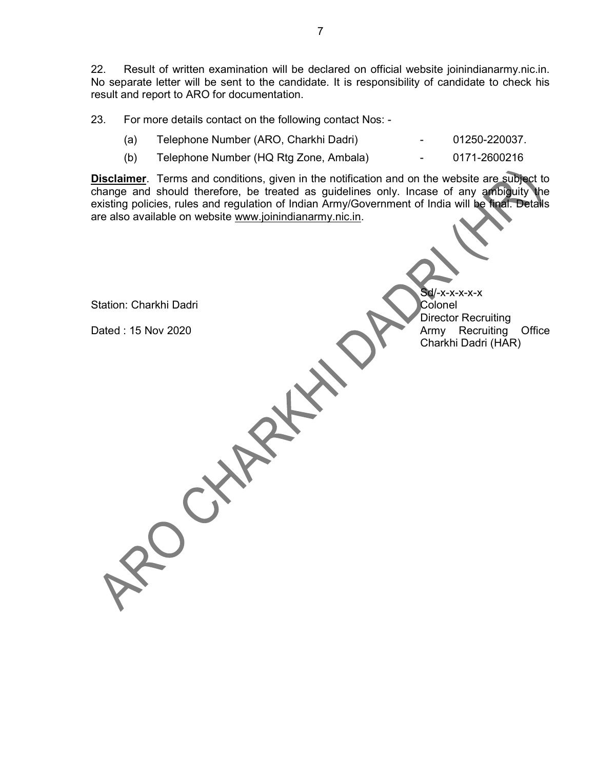22. Result of written examination will be declared on official website joinindianarmy.nic.in. No separate letter will be sent to the candidate. It is responsibility of candidate to check his result and report to ARO for documentation.

23. For more details contact on the following contact Nos: -

(a) Telephone Number (ARO, Charkhi Dadri) - 01250-220037.

(b) Telephone Number (HQ Rtg Zone, Ambala) - 0171-2600216

**Disclaimer**. Terms and conditions, given in the notification and on the website are subject to change and should therefore, be treated as guidelines only. Incase of any ambiguity the existing policies, rules and regulation of Indian Army/Government of India will be final. Details are also available on website www.joinindianarmy.nic.in.

Station: Charkhi Dadri

Dated : 15 Nov 2020

Sd/-x-x-x-x-x
Colonel
Director Recruiting
Army Recruiting Office
Charkhi Dadri (HAR)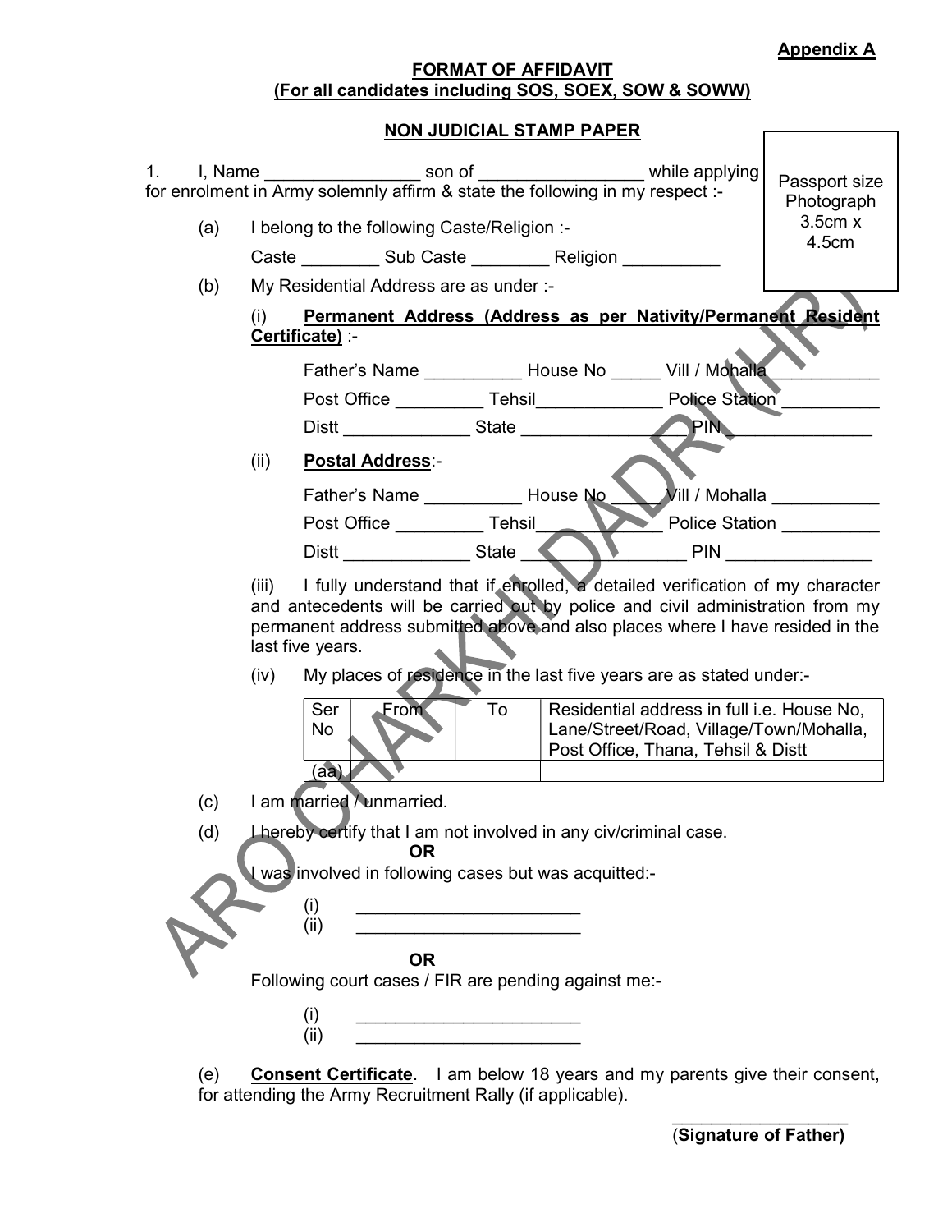**Appendix A**

**FORMAT OF AFFIDAVIT**
**(For all candidates including SOS, SOEX, SOW & SOWW)**

**NON JUDICIAL STAMP PAPER**

| Passport size Photograph 3.5cm x 4.5cm |
|---|

1. I, Name ________________ son of _________________ while applying for enrolment in Army solemnly affirm & state the following in my respect :-

(a) I belong to the following Caste/Religion :-

Caste ________ Sub Caste ________ Religion __________

(b) My Residential Address are as under :-

(i) **Permanent Address (Address as per Nativity/Permanent Resident Certificate)** :-

Father's Name __________ House No _____ Vill / Mohalla ___________

Post Office _________ Tehsil_____________ Police Station __________

Distt _____________ State ________________ PIN _______________

(ii) **Postal Address**:-

Father's Name __________ House No _____ Vill / Mohalla ___________

Post Office _________ Tehsil_____________ Police Station __________

Distt _____________ State ________________ PIN _______________

(iii) I fully understand that if enrolled, a detailed verification of my character and antecedents will be carried out by police and civil administration from my permanent address submitted above and also places where I have resided in the last five years.

(iv) My places of residence in the last five years are as stated under:-

| Ser No | From | To | Residential address in full i.e. House No, Lane/Street/Road, Village/Town/Mohalla, Post Office, Thana, Tehsil & Distt |
|---|---|---|---|
| (aa) | | | |

(c) I am married / unmarried.

(d) I hereby certify that I am not involved in any civ/criminal case.

**OR**

I was involved in following cases but was acquitted:-

(i) _______________________
(ii) _______________________

**OR**

Following court cases / FIR are pending against me:-

(i) _______________________
(ii) _______________________

(e) **Consent Certificate**. I am below 18 years and my parents give their consent, for attending the Army Recruitment Rally (if applicable).

___________________
(**Signature of Father)**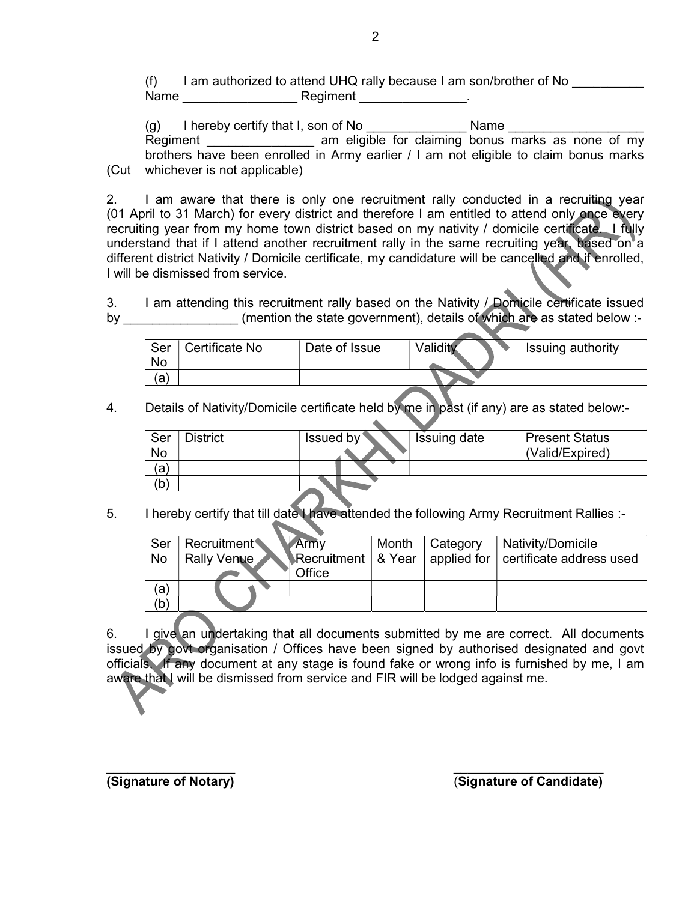(f) I am authorized to attend UHQ rally because I am son/brother of No __________ Name ________________ Regiment _______________.

(g) I hereby certify that I, son of No ______________ Name ___________________ Regiment _______________ am eligible for claiming bonus marks as none of my brothers have been enrolled in Army earlier / I am not eligible to claim bonus marks (Cut whichever is not applicable)

2. I am aware that there is only one recruitment rally conducted in a recruiting year (01 April to 31 March) for every district and therefore I am entitled to attend only once every recruiting year from my home town district based on my nativity / domicile certificate. I fully understand that if I attend another recruitment rally in the same recruiting year, based on a different district Nativity / Domicile certificate, my candidature will be cancelled and if enrolled, I will be dismissed from service.

3. I am attending this recruitment rally based on the Nativity / Domicile certificate issued by ________________ (mention the state government), details of which are as stated below :-

| Ser No | Certificate No | Date of Issue | Validity | Issuing authority |
|---|---|---|---|---|
| (a) | | | | |

4. Details of Nativity/Domicile certificate held by me in past (if any) are as stated below:-

| Ser No | District | Issued by | Issuing date | Present Status (Valid/Expired) |
|---|---|---|---|---|
| (a) | | | | |
| (b) | | | | |

5. I hereby certify that till date I have attended the following Army Recruitment Rallies :-

| Ser No | Recruitment Rally Venue | Army Recruitment Office | Month & Year | Category applied for | Nativity/Domicile certificate address used |
|---|---|---|---|---|---|
| (a) | | | | | |
| (b) | | | | | |

6. I give an undertaking that all documents submitted by me are correct. All documents issued by govt organisation / Offices have been signed by authorised designated and govt officials. If any document at any stage is found fake or wrong info is furnished by me, I am aware that I will be dismissed from service and FIR will be lodged against me.

____________________ ______________________

**(Signature of Notary)** **(Signature of Candidate)**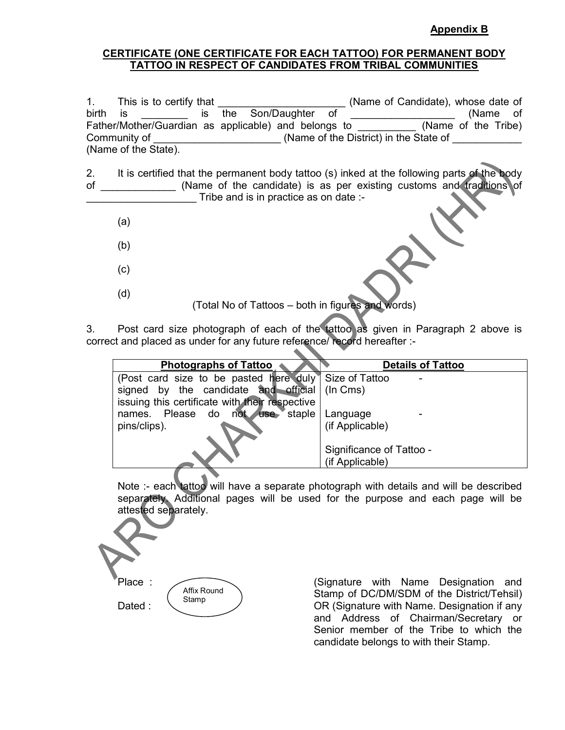**Appendix B**

**CERTIFICATE (ONE CERTIFICATE FOR EACH TATTOO) FOR PERMANENT BODY TATTOO IN RESPECT OF CANDIDATES FROM TRIBAL COMMUNITIES**

1. This is to certify that ______________________ (Name of Candidate), whose date of birth is ________ is the Son/Daughter of _________________ (Name of Father/Mother/Guardian as applicable) and belongs to __________ (Name of the Tribe) Community of ______________________ (Name of the District) in the State of ____________ (Name of the State).

2. It is certified that the permanent body tattoo (s) inked at the following parts of the body of _____________ (Name of the candidate) is as per existing customs and traditions of ___________________ Tribe and is in practice as on date :-

(a)

(b)

(c)

(d)

(Total No of Tattoos – both in figures and words)

3. Post card size photograph of each of the tattoo as given in Paragraph 2 above is correct and placed as under for any future reference/ record hereafter :-

| **Photographs of Tattoo** | **Details of Tattoo** |
|---|---|
| (Post card size to be pasted here duly signed by the candidate and official issuing this certificate with their respective names. Please do not use staple pins/clips). | Size of Tattoo - (In Cms)<br><br>Language - (if Applicable)<br><br>Significance of Tattoo - (if Applicable) |

Note :- each tattoo will have a separate photograph with details and will be described separately. Additional pages will be used for the purpose and each page will be attested separately.

Place :

Dated :

Affix Round Stamp

(Signature with Name Designation and Stamp of DC/DM/SDM of the District/Tehsil) OR (Signature with Name. Designation if any and Address of Chairman/Secretary or Senior member of the Tribe to which the candidate belongs to with their Stamp.

ARO CHARKHI DADRI (HR)